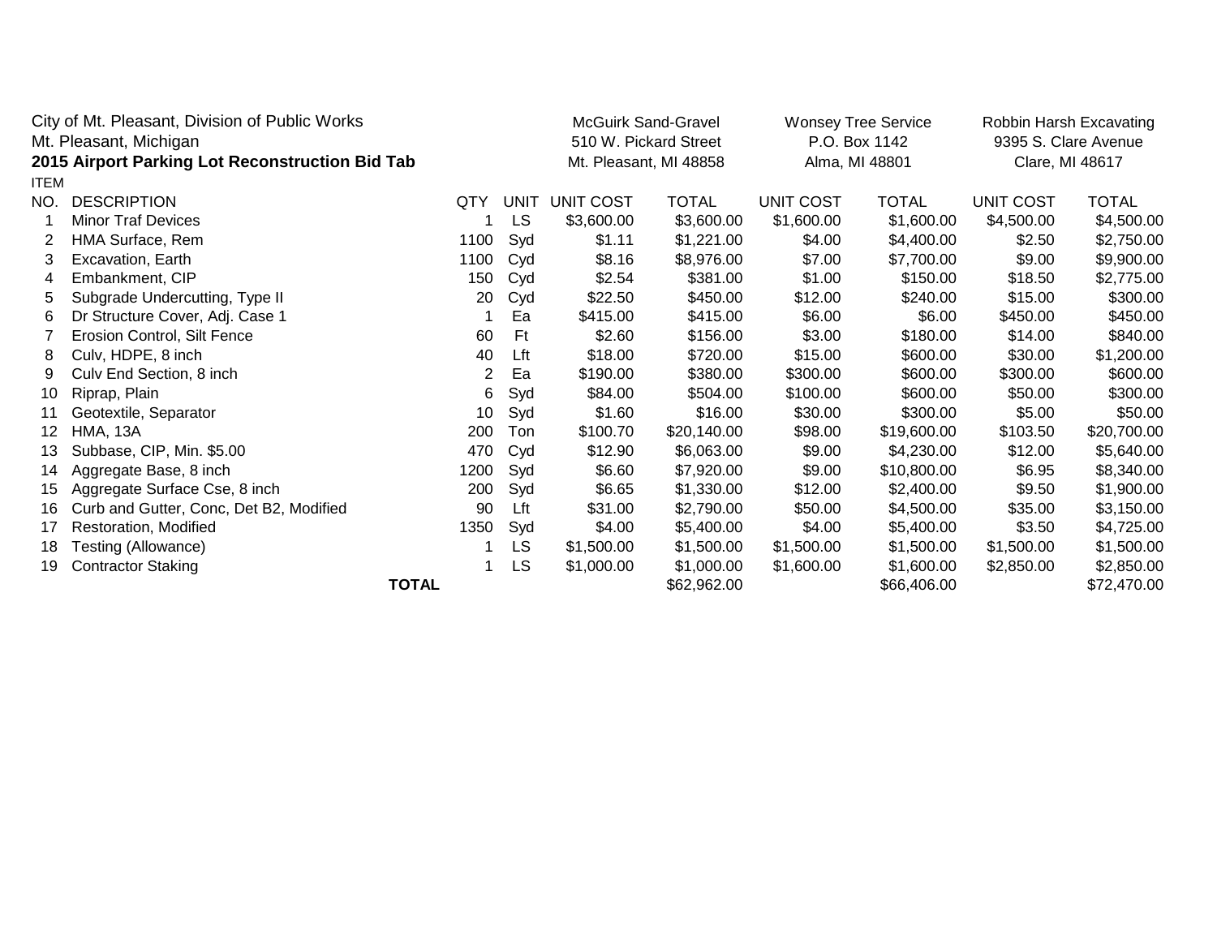City of Mt. Pleasant, Division of Public Works
Mt. Pleasant, Michigan
**2015 Airport Parking Lot Reconstruction Bid Tab**

| ITEM NO. | DESCRIPTION | QTY | UNIT | McGuirk Sand-Gravel, 510 W. Pickard Street, Mt. Pleasant, MI 48858 | | Wonsey Tree Service, P.O. Box 1142, Alma, MI 48801 | | Robbin Harsh Excavating, 9395 S. Clare Avenue, Clare, MI 48617 | |
|---|---|---|---|---|---|---|---|---|---|
| | | | | UNIT COST | TOTAL | UNIT COST | TOTAL | UNIT COST | TOTAL |
| 1 | Minor Traf Devices | 1 | LS | $3,600.00 | $3,600.00 | $1,600.00 | $1,600.00 | $4,500.00 | $4,500.00 |
| 2 | HMA Surface, Rem | 1100 | Syd | $1.11 | $1,221.00 | $4.00 | $4,400.00 | $2.50 | $2,750.00 |
| 3 | Excavation, Earth | 1100 | Cyd | $8.16 | $8,976.00 | $7.00 | $7,700.00 | $9.00 | $9,900.00 |
| 4 | Embankment, CIP | 150 | Cyd | $2.54 | $381.00 | $1.00 | $150.00 | $18.50 | $2,775.00 |
| 5 | Subgrade Undercutting, Type II | 20 | Cyd | $22.50 | $450.00 | $12.00 | $240.00 | $15.00 | $300.00 |
| 6 | Dr Structure Cover, Adj. Case 1 | 1 | Ea | $415.00 | $415.00 | $6.00 | $6.00 | $450.00 | $450.00 |
| 7 | Erosion Control, Silt Fence | 60 | Ft | $2.60 | $156.00 | $3.00 | $180.00 | $14.00 | $840.00 |
| 8 | Culv, HDPE, 8 inch | 40 | Lft | $18.00 | $720.00 | $15.00 | $600.00 | $30.00 | $1,200.00 |
| 9 | Culv End Section, 8 inch | 2 | Ea | $190.00 | $380.00 | $300.00 | $600.00 | $300.00 | $600.00 |
| 10 | Riprap, Plain | 6 | Syd | $84.00 | $504.00 | $100.00 | $600.00 | $50.00 | $300.00 |
| 11 | Geotextile, Separator | 10 | Syd | $1.60 | $16.00 | $30.00 | $300.00 | $5.00 | $50.00 |
| 12 | HMA, 13A | 200 | Ton | $100.70 | $20,140.00 | $98.00 | $19,600.00 | $103.50 | $20,700.00 |
| 13 | Subbase, CIP, Min. $5.00 | 470 | Cyd | $12.90 | $6,063.00 | $9.00 | $4,230.00 | $12.00 | $5,640.00 |
| 14 | Aggregate Base, 8 inch | 1200 | Syd | $6.60 | $7,920.00 | $9.00 | $10,800.00 | $6.95 | $8,340.00 |
| 15 | Aggregate Surface Cse, 8 inch | 200 | Syd | $6.65 | $1,330.00 | $12.00 | $2,400.00 | $9.50 | $1,900.00 |
| 16 | Curb and Gutter, Conc, Det B2, Modified | 90 | Lft | $31.00 | $2,790.00 | $50.00 | $4,500.00 | $35.00 | $3,150.00 |
| 17 | Restoration, Modified | 1350 | Syd | $4.00 | $5,400.00 | $4.00 | $5,400.00 | $3.50 | $4,725.00 |
| 18 | Testing (Allowance) | 1 | LS | $1,500.00 | $1,500.00 | $1,500.00 | $1,500.00 | $1,500.00 | $1,500.00 |
| 19 | Contractor Staking | 1 | LS | $1,000.00 | $1,000.00 | $1,600.00 | $1,600.00 | $2,850.00 | $2,850.00 |
| | **TOTAL** | | | | $62,962.00 | | $66,406.00 | | $72,470.00 |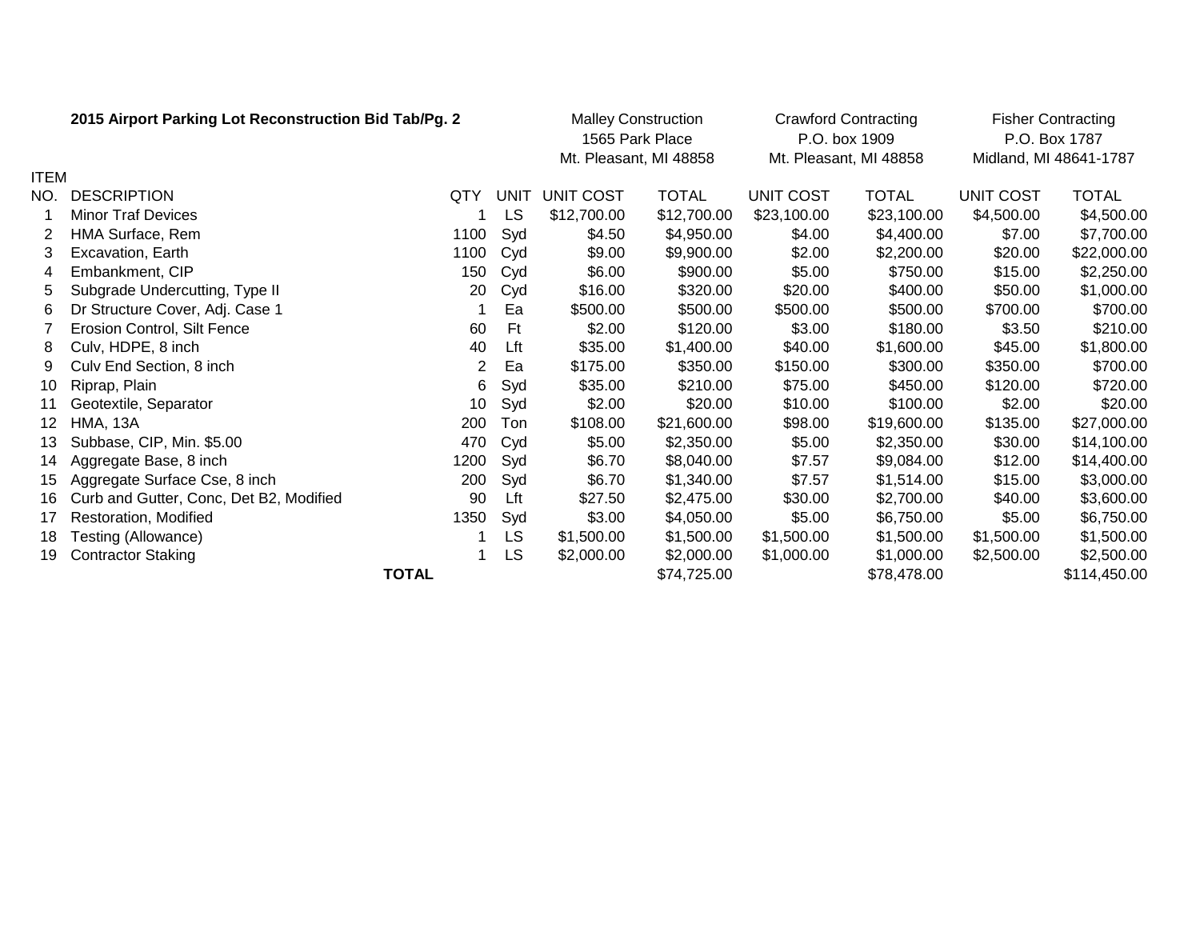**2015 Airport Parking Lot Reconstruction Bid Tab/Pg. 2**

| | | | | Malley Construction 1565 Park Place Mt. Pleasant, MI 48858 | | Crawford Contracting P.O. box 1909 Mt. Pleasant, MI 48858 | | Fisher Contracting P.O. Box 1787 Midland, MI 48641-1787 | |
|---|---|---|---|---|---|---|---|---|---|
| ITEM NO. | DESCRIPTION | QTY | UNIT | UNIT COST | TOTAL | UNIT COST | TOTAL | UNIT COST | TOTAL |
| 1 | Minor Traf Devices | 1 | LS | $12,700.00 | $12,700.00 | $23,100.00 | $23,100.00 | $4,500.00 | $4,500.00 |
| 2 | HMA Surface, Rem | 1100 | Syd | $4.50 | $4,950.00 | $4.00 | $4,400.00 | $7.00 | $7,700.00 |
| 3 | Excavation, Earth | 1100 | Cyd | $9.00 | $9,900.00 | $2.00 | $2,200.00 | $20.00 | $22,000.00 |
| 4 | Embankment, CIP | 150 | Cyd | $6.00 | $900.00 | $5.00 | $750.00 | $15.00 | $2,250.00 |
| 5 | Subgrade Undercutting, Type II | 20 | Cyd | $16.00 | $320.00 | $20.00 | $400.00 | $50.00 | $1,000.00 |
| 6 | Dr Structure Cover, Adj. Case 1 | 1 | Ea | $500.00 | $500.00 | $500.00 | $500.00 | $700.00 | $700.00 |
| 7 | Erosion Control, Silt Fence | 60 | Ft | $2.00 | $120.00 | $3.00 | $180.00 | $3.50 | $210.00 |
| 8 | Culv, HDPE, 8 inch | 40 | Lft | $35.00 | $1,400.00 | $40.00 | $1,600.00 | $45.00 | $1,800.00 |
| 9 | Culv End Section, 8 inch | 2 | Ea | $175.00 | $350.00 | $150.00 | $300.00 | $350.00 | $700.00 |
| 10 | Riprap, Plain | 6 | Syd | $35.00 | $210.00 | $75.00 | $450.00 | $120.00 | $720.00 |
| 11 | Geotextile, Separator | 10 | Syd | $2.00 | $20.00 | $10.00 | $100.00 | $2.00 | $20.00 |
| 12 | HMA, 13A | 200 | Ton | $108.00 | $21,600.00 | $98.00 | $19,600.00 | $135.00 | $27,000.00 |
| 13 | Subbase, CIP, Min. $5.00 | 470 | Cyd | $5.00 | $2,350.00 | $5.00 | $2,350.00 | $30.00 | $14,100.00 |
| 14 | Aggregate Base, 8 inch | 1200 | Syd | $6.70 | $8,040.00 | $7.57 | $9,084.00 | $12.00 | $14,400.00 |
| 15 | Aggregate Surface Cse, 8 inch | 200 | Syd | $6.70 | $1,340.00 | $7.57 | $1,514.00 | $15.00 | $3,000.00 |
| 16 | Curb and Gutter, Conc, Det B2, Modified | 90 | Lft | $27.50 | $2,475.00 | $30.00 | $2,700.00 | $40.00 | $3,600.00 |
| 17 | Restoration, Modified | 1350 | Syd | $3.00 | $4,050.00 | $5.00 | $6,750.00 | $5.00 | $6,750.00 |
| 18 | Testing (Allowance) | 1 | LS | $1,500.00 | $1,500.00 | $1,500.00 | $1,500.00 | $1,500.00 | $1,500.00 |
| 19 | Contractor Staking | 1 | LS | $2,000.00 | $2,000.00 | $1,000.00 | $1,000.00 | $2,500.00 | $2,500.00 |
| | **TOTAL** | | | | $74,725.00 | | $78,478.00 | | $114,450.00 |